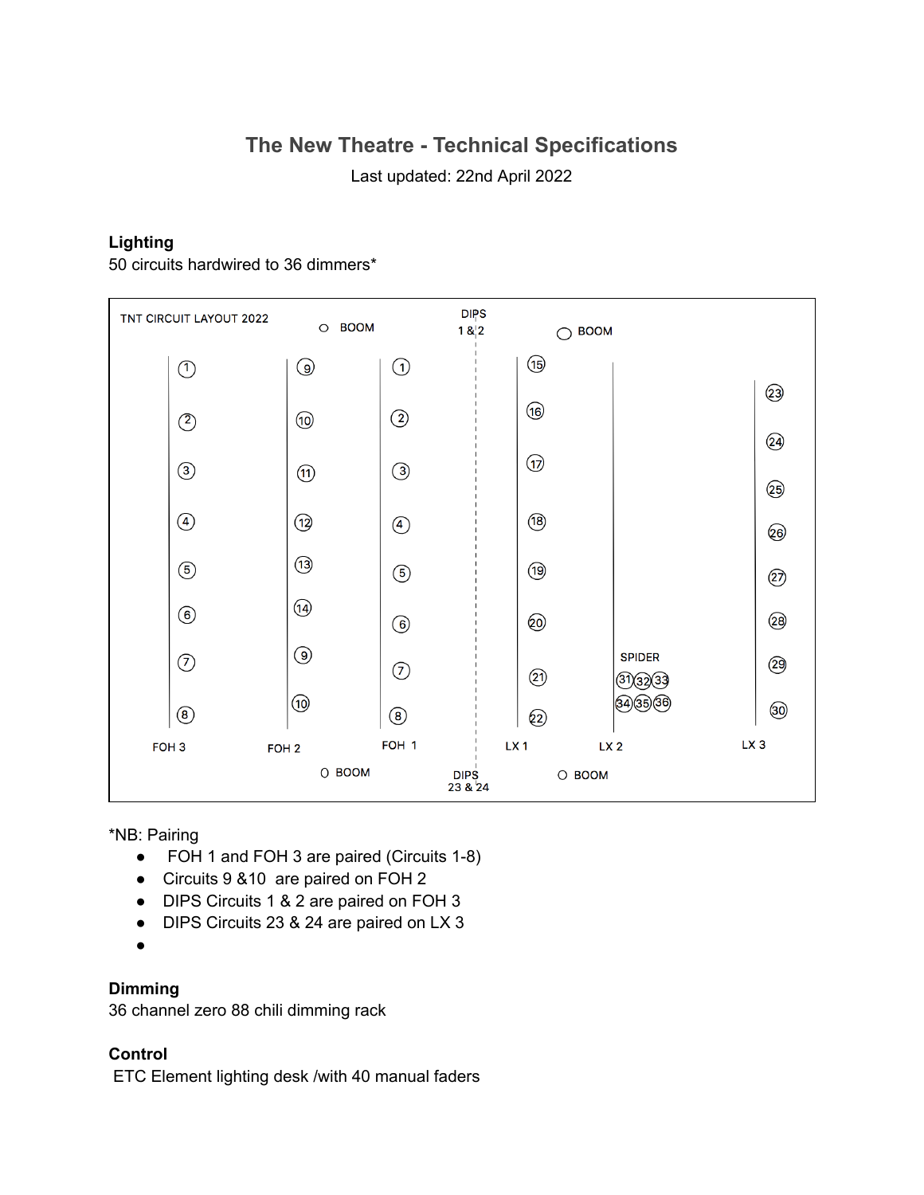# The New Theatre - Technical Specifications

Last updated: 22nd April 2022

**Lighting**

50 circuits hardwired to 36 dimmers*

TNT CIRCUIT LAYOUT 2022

BOOM · DIPS 1 & 2 · BOOM

| FOH 3 | FOH 2 | FOH 1 | LX 1 | LX 2 | LX 3 |
|---|---|---|---|---|---|
| 1 | 9 | 1 | 15 | | 23 |
| 2 | 10 | 2 | 16 | | 24 |
| 3 | 11 | 3 | 17 | | 25 |
| 4 | 12 | 4 | 18 | | 26 |
| 5 | 13 | 5 | 19 | | 27 |
| 6 | 14 | 6 | 20 | | 28 |
| 7 | 9 | 7 | 21 | SPIDER 31 32 33 | 29 |
| 8 | 10 | 8 | 22 | 34 35 36 | 30 |

BOOM · DIPS 23 & 24 · BOOM

*NB: Pairing

- FOH 1 and FOH 3 are paired (Circuits 1-8)
- Circuits 9 &10 are paired on FOH 2
- DIPS Circuits 1 & 2 are paired on FOH 3
- DIPS Circuits 23 & 24 are paired on LX 3

**Dimming**

36 channel zero 88 chili dimming rack

**Control**

ETC Element lighting desk /with 40 manual faders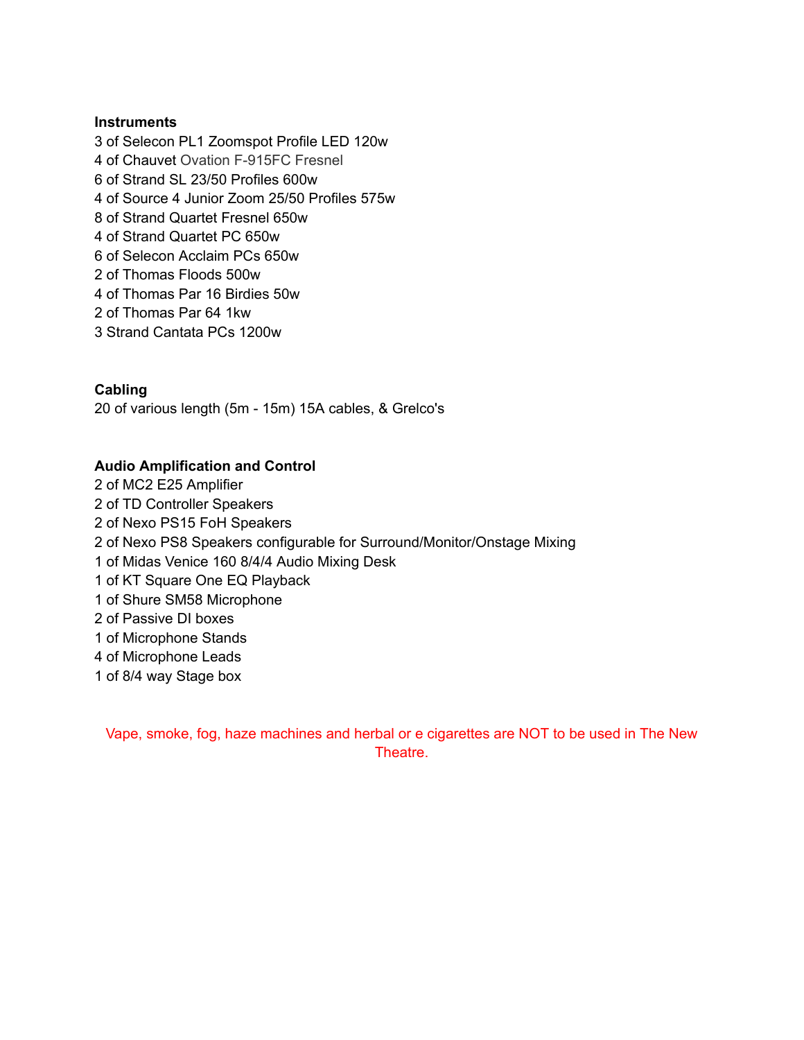**Instruments**

3 of Selecon PL1 Zoomspot Profile LED 120w
4 of Chauvet Ovation F-915FC Fresnel
6 of Strand SL 23/50 Profiles 600w
4 of Source 4 Junior Zoom 25/50 Profiles 575w
8 of Strand Quartet Fresnel 650w
4 of Strand Quartet PC 650w
6 of Selecon Acclaim PCs 650w
2 of Thomas Floods 500w
4 of Thomas Par 16 Birdies 50w
2 of Thomas Par 64 1kw
3 Strand Cantata PCs 1200w

**Cabling**

20 of various length (5m - 15m) 15A cables, & Grelco's

**Audio Amplification and Control**

2 of MC2 E25 Amplifier
2 of TD Controller Speakers
2 of Nexo PS15 FoH Speakers
2 of Nexo PS8 Speakers configurable for Surround/Monitor/Onstage Mixing
1 of Midas Venice 160 8/4/4 Audio Mixing Desk
1 of KT Square One EQ Playback
1 of Shure SM58 Microphone
2 of Passive DI boxes
1 of Microphone Stands
4 of Microphone Leads
1 of 8/4 way Stage box

Vape, smoke, fog, haze machines and herbal or e cigarettes are NOT to be used in The New Theatre.